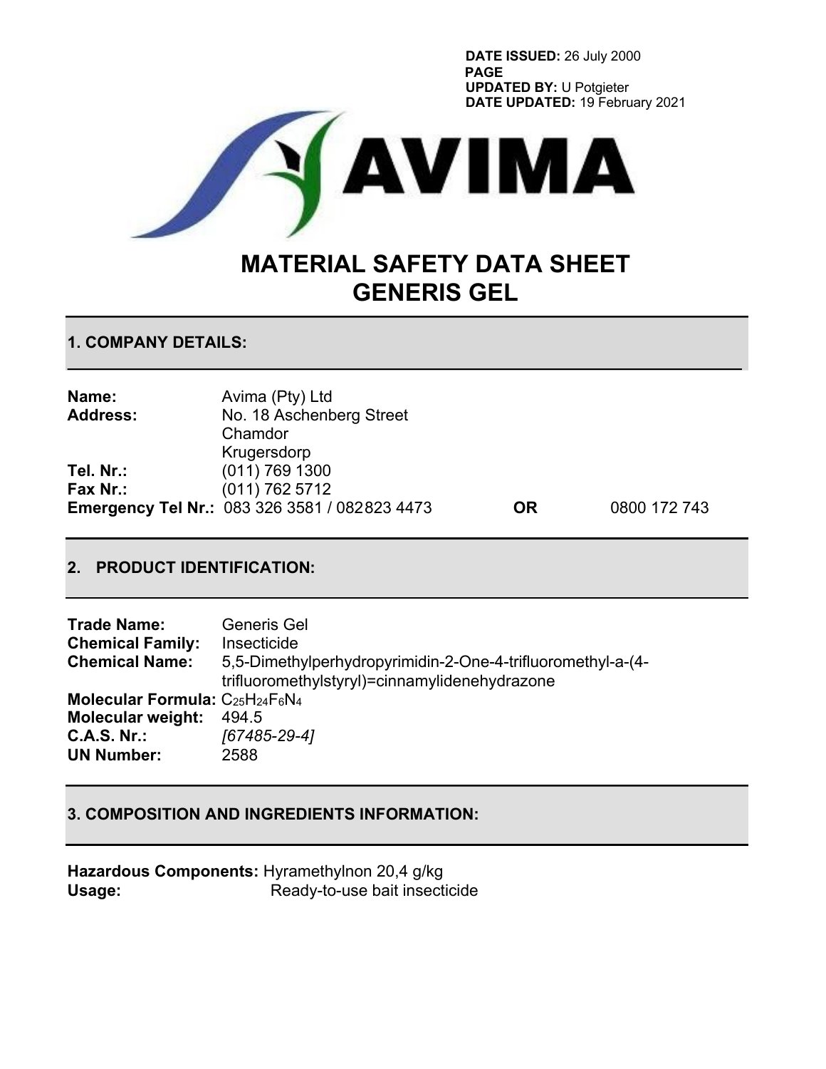**DATE ISSUED:** 26 July 2000
**PAGE**
**UPDATED BY:** U Potgieter
**DATE UPDATED:** 19 February 2021

AVIMA

# MATERIAL SAFETY DATA SHEET
# GENERIS GEL

## 1. COMPANY DETAILS:

| | |
|---|---|
| **Name:** | Avima (Pty) Ltd |
| **Address:** | No. 18 Aschenberg Street<br>Chamdor<br>Krugersdorp |
| **Tel. Nr.:** | (011) 769 1300 |
| **Fax Nr.:** | (011) 762 5712 |
| **Emergency Tel Nr.:** | 083 326 3581 / 082 823 4473 **OR** 0800 172 743 |

## 2. PRODUCT IDENTIFICATION:

| | |
|---|---|
| **Trade Name:** | Generis Gel |
| **Chemical Family:** | Insecticide |
| **Chemical Name:** | 5,5-Dimethylperhydropyrimidin-2-One-4-trifluoromethyl-a-(4-trifluoromethylstyryl)=cinnamylidenehydrazone |
| **Molecular Formula:** | $C_{25}H_{24}F_6N_4$ |
| **Molecular weight:** | 494.5 |
| **C.A.S. Nr.:** | *[67485-29-4]* |
| **UN Number:** | 2588 |

## 3. COMPOSITION AND INGREDIENTS INFORMATION:

**Hazardous Components:** Hyramethylnon 20,4 g/kg
**Usage:** Ready-to-use bait insecticide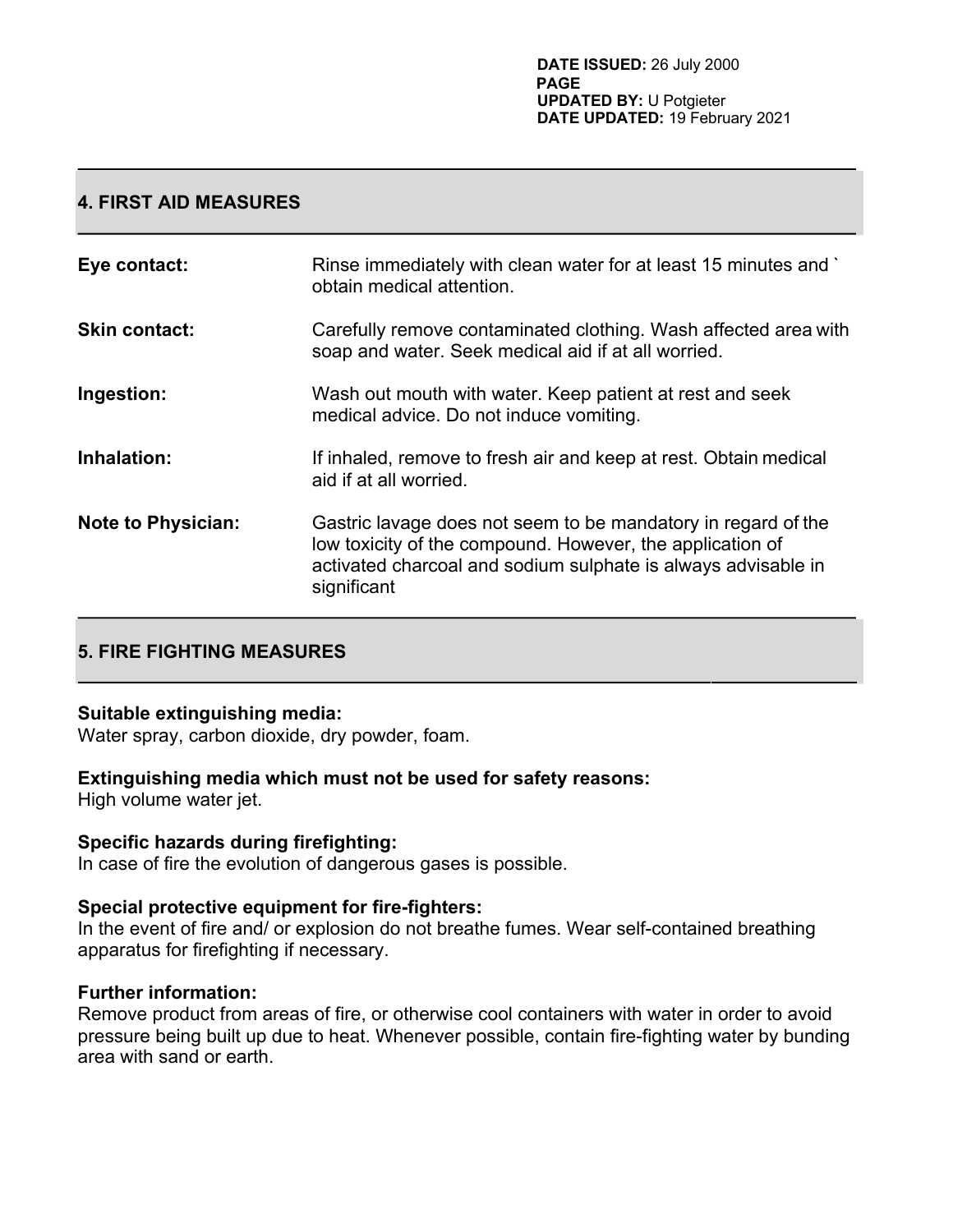## 4. FIRST AID MEASURES

| | |
|---|---|
| **Eye contact:** | Rinse immediately with clean water for at least 15 minutes and ` obtain medical attention. |
| **Skin contact:** | Carefully remove contaminated clothing. Wash affected area with soap and water. Seek medical aid if at all worried. |
| **Ingestion:** | Wash out mouth with water. Keep patient at rest and seek medical advice. Do not induce vomiting. |
| **Inhalation:** | If inhaled, remove to fresh air and keep at rest. Obtain medical aid if at all worried. |
| **Note to Physician:** | Gastric lavage does not seem to be mandatory in regard of the low toxicity of the compound. However, the application of activated charcoal and sodium sulphate is always advisable in significant |

## 5. FIRE FIGHTING MEASURES

**Suitable extinguishing media:**
Water spray, carbon dioxide, dry powder, foam.

**Extinguishing media which must not be used for safety reasons:**
High volume water jet.

**Specific hazards during firefighting:**
In case of fire the evolution of dangerous gases is possible.

**Special protective equipment for fire-fighters:**
In the event of fire and/ or explosion do not breathe fumes. Wear self-contained breathing apparatus for firefighting if necessary.

**Further information:**
Remove product from areas of fire, or otherwise cool containers with water in order to avoid pressure being built up due to heat. Whenever possible, contain fire-fighting water by bunding area with sand or earth.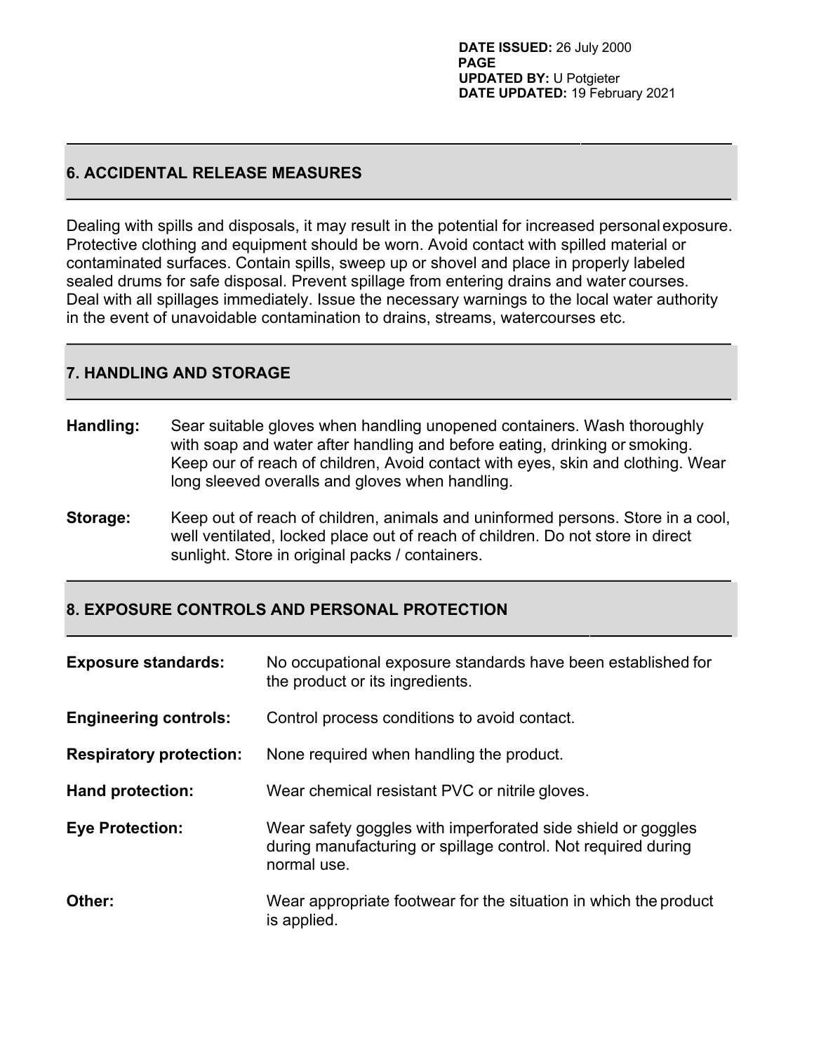## 6. ACCIDENTAL RELEASE MEASURES

Dealing with spills and disposals, it may result in the potential for increased personal exposure. Protective clothing and equipment should be worn. Avoid contact with spilled material or contaminated surfaces. Contain spills, sweep up or shovel and place in properly labeled sealed drums for safe disposal. Prevent spillage from entering drains and water courses. Deal with all spillages immediately. Issue the necessary warnings to the local water authority in the event of unavoidable contamination to drains, streams, watercourses etc.

## 7. HANDLING AND STORAGE

**Handling:** Sear suitable gloves when handling unopened containers. Wash thoroughly with soap and water after handling and before eating, drinking or smoking. Keep our of reach of children, Avoid contact with eyes, skin and clothing. Wear long sleeved overalls and gloves when handling.

**Storage:** Keep out of reach of children, animals and uninformed persons. Store in a cool, well ventilated, locked place out of reach of children. Do not store in direct sunlight. Store in original packs / containers.

## 8. EXPOSURE CONTROLS AND PERSONAL PROTECTION

**Exposure standards:** No occupational exposure standards have been established for the product or its ingredients.

**Engineering controls:** Control process conditions to avoid contact.

**Respiratory protection:** None required when handling the product.

**Hand protection:** Wear chemical resistant PVC or nitrile gloves.

**Eye Protection:** Wear safety goggles with imperforated side shield or goggles during manufacturing or spillage control. Not required during normal use.

**Other:** Wear appropriate footwear for the situation in which the product is applied.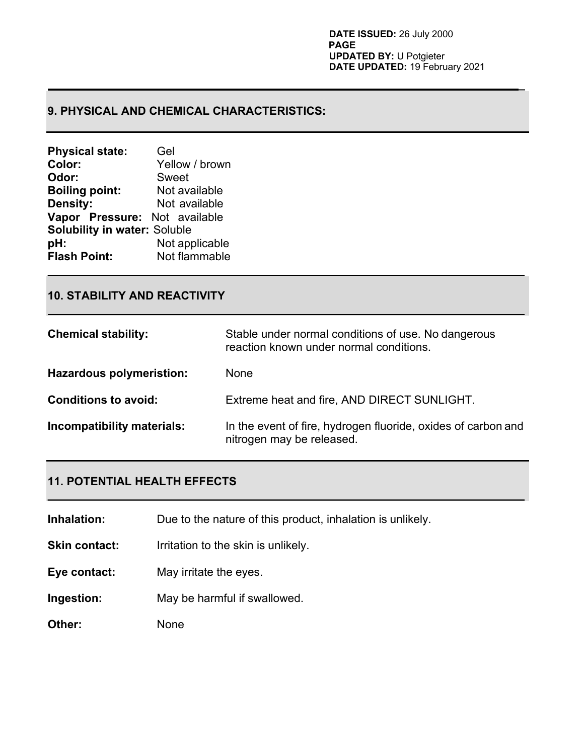## 9. PHYSICAL AND CHEMICAL CHARACTERISTICS:

**Physical state:** Gel
**Color:** Yellow / brown
**Odor:** Sweet
**Boiling point:** Not available
**Density:** Not available
**Vapor Pressure:** Not available
**Solubility in water:** Soluble
**pH:** Not applicable
**Flash Point:** Not flammable

## 10. STABILITY AND REACTIVITY

**Chemical stability:** Stable under normal conditions of use. No dangerous reaction known under normal conditions.

**Hazardous polymeristion:** None

**Conditions to avoid:** Extreme heat and fire, AND DIRECT SUNLIGHT.

**Incompatibility materials:** In the event of fire, hydrogen fluoride, oxides of carbon and nitrogen may be released.

## 11. POTENTIAL HEALTH EFFECTS

**Inhalation:** Due to the nature of this product, inhalation is unlikely.

**Skin contact:** Irritation to the skin is unlikely.

**Eye contact:** May irritate the eyes.

**Ingestion:** May be harmful if swallowed.

**Other:** None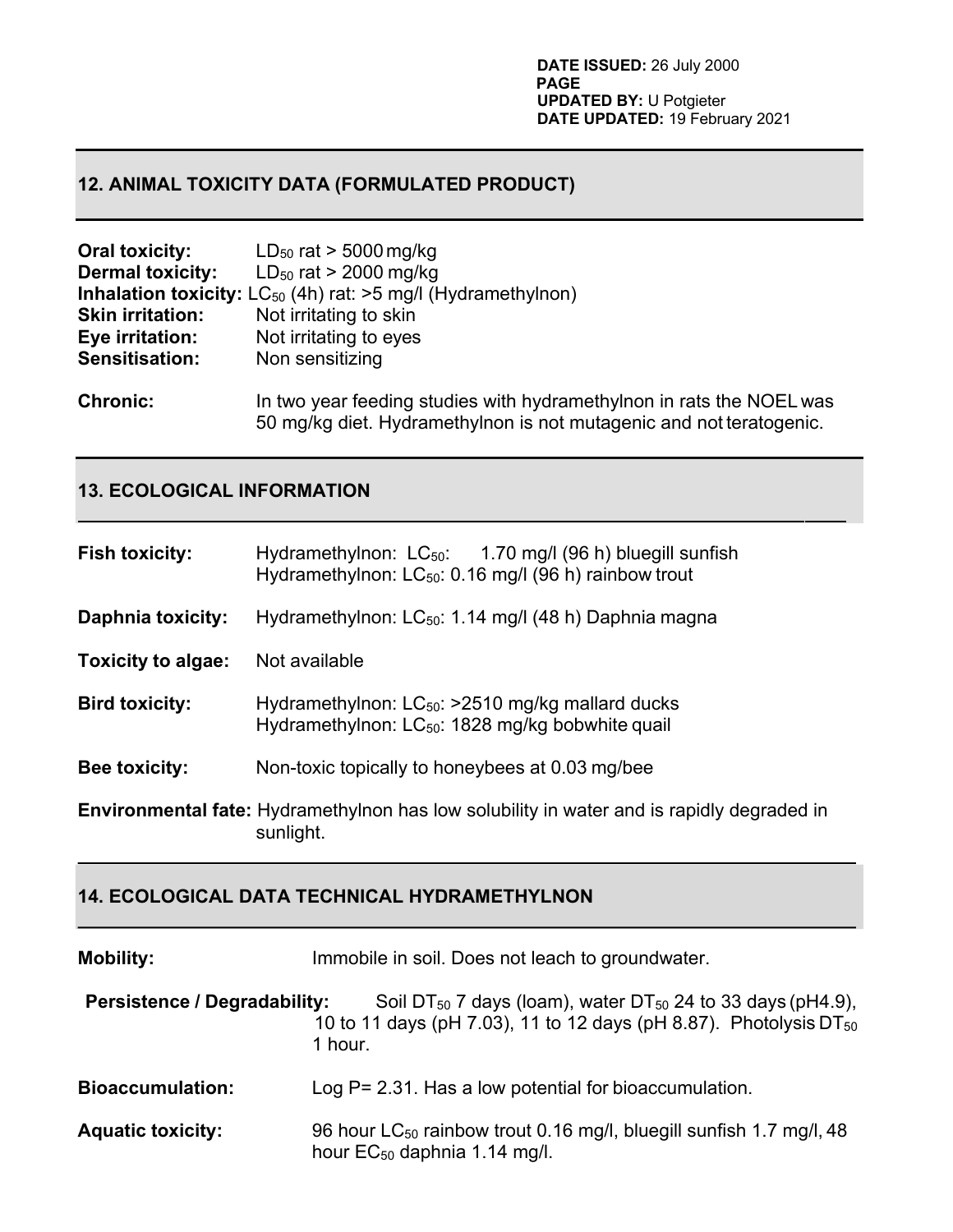## 12. ANIMAL TOXICITY DATA (FORMULATED PRODUCT)

**Oral toxicity:** $LD_{50}$ rat > 5000 mg/kg
**Dermal toxicity:** $LD_{50}$ rat > 2000 mg/kg
**Inhalation toxicity:** $LC_{50}$ (4h) rat: >5 mg/l (Hydramethylnon)
**Skin irritation:** Not irritating to skin
**Eye irritation:** Not irritating to eyes
**Sensitisation:** Non sensitizing

**Chronic:** In two year feeding studies with hydramethylnon in rats the NOEL was 50 mg/kg diet. Hydramethylnon is not mutagenic and not teratogenic.

## 13. ECOLOGICAL INFORMATION

**Fish toxicity:** Hydramethylnon: $LC_{50}$: 1.70 mg/l (96 h) bluegill sunfish
Hydramethylnon: $LC_{50}$: 0.16 mg/l (96 h) rainbow trout

**Daphnia toxicity:** Hydramethylnon: $LC_{50}$: 1.14 mg/l (48 h) Daphnia magna

**Toxicity to algae:** Not available

**Bird toxicity:** Hydramethylnon: $LC_{50}$: >2510 mg/kg mallard ducks
Hydramethylnon: $LC_{50}$: 1828 mg/kg bobwhite quail

**Bee toxicity:** Non-toxic topically to honeybees at 0.03 mg/bee

**Environmental fate:** Hydramethylnon has low solubility in water and is rapidly degraded in sunlight.

## 14. ECOLOGICAL DATA TECHNICAL HYDRAMETHYLNON

**Mobility:** Immobile in soil. Does not leach to groundwater.

**Persistence / Degradability:** Soil $DT_{50}$ 7 days (loam), water $DT_{50}$ 24 to 33 days (pH4.9), 10 to 11 days (pH 7.03), 11 to 12 days (pH 8.87). Photolysis $DT_{50}$ 1 hour.

**Bioaccumulation:** Log P= 2.31. Has a low potential for bioaccumulation.

**Aquatic toxicity:** 96 hour $LC_{50}$ rainbow trout 0.16 mg/l, bluegill sunfish 1.7 mg/l, 48 hour $EC_{50}$ daphnia 1.14 mg/l.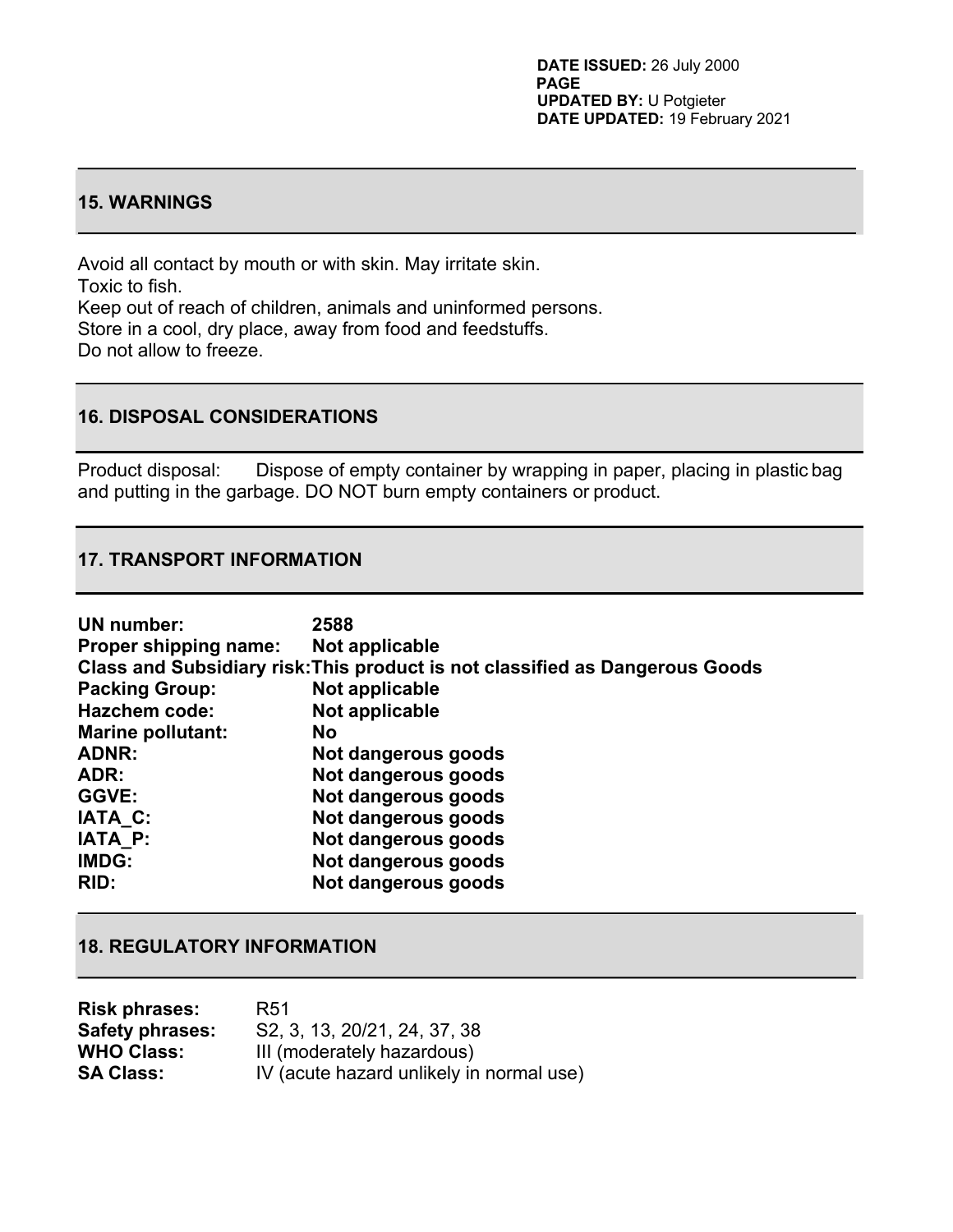**DATE ISSUED:** 26 July 2000
**PAGE**
**UPDATED BY:** U Potgieter
**DATE UPDATED:** 19 February 2021

## 15. WARNINGS

Avoid all contact by mouth or with skin. May irritate skin.
Toxic to fish.
Keep out of reach of children, animals and uninformed persons.
Store in a cool, dry place, away from food and feedstuffs.
Do not allow to freeze.

## 16. DISPOSAL CONSIDERATIONS

Product disposal: Dispose of empty container by wrapping in paper, placing in plastic bag and putting in the garbage. DO NOT burn empty containers or product.

## 17. TRANSPORT INFORMATION

**UN number:** **2588**
**Proper shipping name:** **Not applicable**
**Class and Subsidiary risk:** **This product is not classified as Dangerous Goods**
**Packing Group:** **Not applicable**
**Hazchem code:** **Not applicable**
**Marine pollutant:** **No**
**ADNR:** **Not dangerous goods**
**ADR:** **Not dangerous goods**
**GGVE:** **Not dangerous goods**
**IATA_C:** **Not dangerous goods**
**IATA_P:** **Not dangerous goods**
**IMDG:** **Not dangerous goods**
**RID:** **Not dangerous goods**

## 18. REGULATORY INFORMATION

**Risk phrases:** R51
**Safety phrases:** S2, 3, 13, 20/21, 24, 37, 38
**WHO Class:** III (moderately hazardous)
**SA Class:** IV (acute hazard unlikely in normal use)